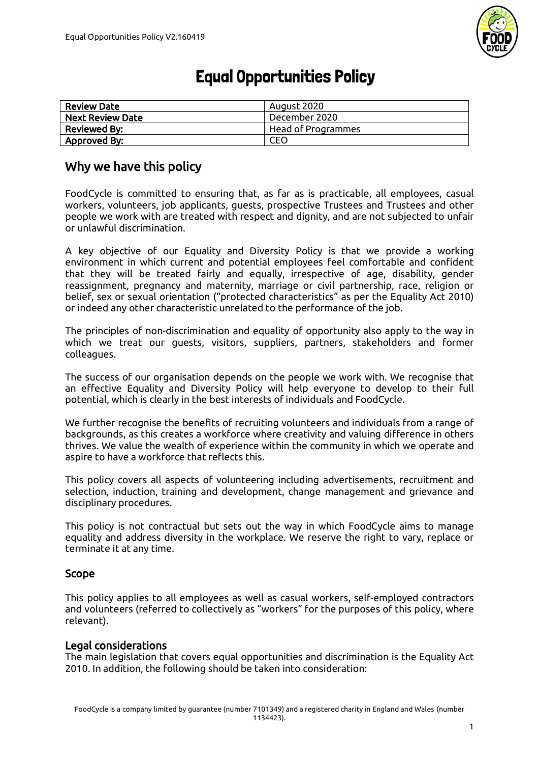# Equal Opportunities Policy

| Review Date | August 2020 |
| --- | --- |
| Next Review Date | December 2020 |
| Reviewed By: | Head of Programmes |
| Approved By: | CEO |

## Why we have this policy

FoodCycle is committed to ensuring that, as far as is practicable, all employees, casual workers, volunteers, job applicants, guests, prospective Trustees and Trustees and other people we work with are treated with respect and dignity, and are not subjected to unfair or unlawful discrimination.

A key objective of our Equality and Diversity Policy is that we provide a working environment in which current and potential employees feel comfortable and confident that they will be treated fairly and equally, irrespective of age, disability, gender reassignment, pregnancy and maternity, marriage or civil partnership, race, religion or belief, sex or sexual orientation ("protected characteristics" as per the Equality Act 2010) or indeed any other characteristic unrelated to the performance of the job.

The principles of non-discrimination and equality of opportunity also apply to the way in which we treat our guests, visitors, suppliers, partners, stakeholders and former colleagues.

The success of our organisation depends on the people we work with. We recognise that an effective Equality and Diversity Policy will help everyone to develop to their full potential, which is clearly in the best interests of individuals and FoodCycle.

We further recognise the benefits of recruiting volunteers and individuals from a range of backgrounds, as this creates a workforce where creativity and valuing difference in others thrives. We value the wealth of experience within the community in which we operate and aspire to have a workforce that reflects this.

This policy covers all aspects of volunteering including advertisements, recruitment and selection, induction, training and development, change management and grievance and disciplinary procedures.

This policy is not contractual but sets out the way in which FoodCycle aims to manage equality and address diversity in the workplace. We reserve the right to vary, replace or terminate it at any time.

### Scope

This policy applies to all employees as well as casual workers, self-employed contractors and volunteers (referred to collectively as "workers" for the purposes of this policy, where relevant).

### Legal considerations

The main legislation that covers equal opportunities and discrimination is the Equality Act 2010. In addition, the following should be taken into consideration:

FoodCycle is a company limited by guarantee (number 7101349) and a registered charity in England and Wales (number 1134423).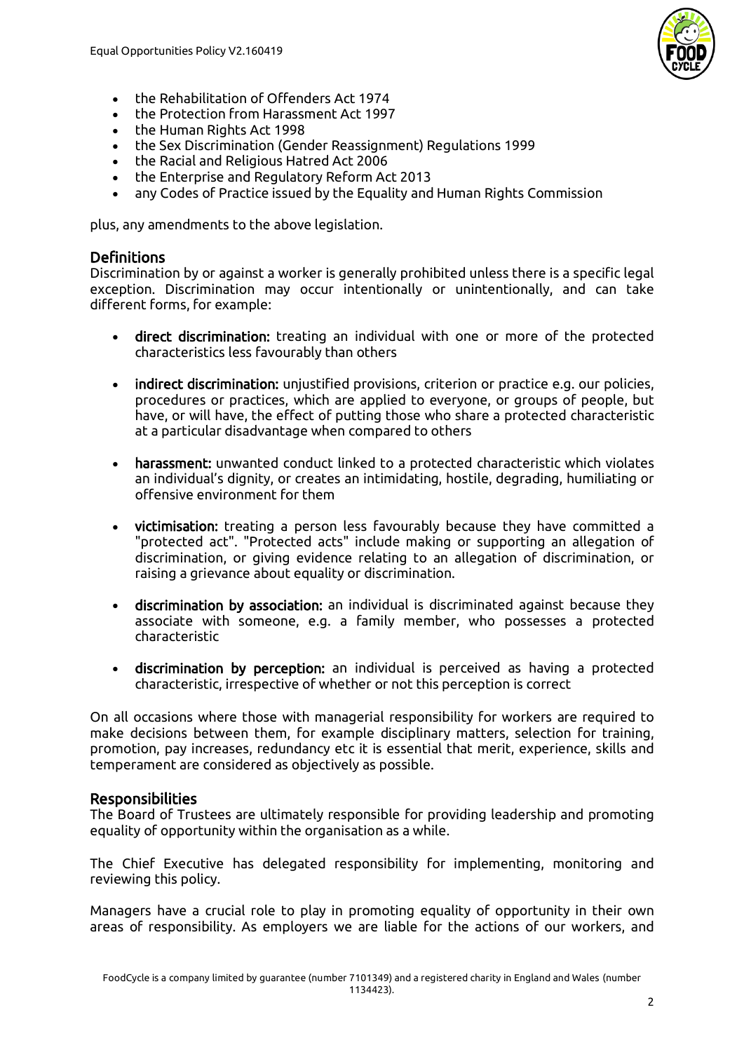- the Rehabilitation of Offenders Act 1974
- the Protection from Harassment Act 1997
- the Human Rights Act 1998
- the Sex Discrimination (Gender Reassignment) Regulations 1999
- the Racial and Religious Hatred Act 2006
- the Enterprise and Regulatory Reform Act 2013
- any Codes of Practice issued by the Equality and Human Rights Commission

plus, any amendments to the above legislation.

## Definitions

Discrimination by or against a worker is generally prohibited unless there is a specific legal exception. Discrimination may occur intentionally or unintentionally, and can take different forms, for example:

- **direct discrimination:** treating an individual with one or more of the protected characteristics less favourably than others

- **indirect discrimination:** unjustified provisions, criterion or practice e.g. our policies, procedures or practices, which are applied to everyone, or groups of people, but have, or will have, the effect of putting those who share a protected characteristic at a particular disadvantage when compared to others

- **harassment:** unwanted conduct linked to a protected characteristic which violates an individual's dignity, or creates an intimidating, hostile, degrading, humiliating or offensive environment for them

- **victimisation:** treating a person less favourably because they have committed a "protected act". "Protected acts" include making or supporting an allegation of discrimination, or giving evidence relating to an allegation of discrimination, or raising a grievance about equality or discrimination.

- **discrimination by association:** an individual is discriminated against because they associate with someone, e.g. a family member, who possesses a protected characteristic

- **discrimination by perception:** an individual is perceived as having a protected characteristic, irrespective of whether or not this perception is correct

On all occasions where those with managerial responsibility for workers are required to make decisions between them, for example disciplinary matters, selection for training, promotion, pay increases, redundancy etc it is essential that merit, experience, skills and temperament are considered as objectively as possible.

## Responsibilities

The Board of Trustees are ultimately responsible for providing leadership and promoting equality of opportunity within the organisation as a while.

The Chief Executive has delegated responsibility for implementing, monitoring and reviewing this policy.

Managers have a crucial role to play in promoting equality of opportunity in their own areas of responsibility. As employers we are liable for the actions of our workers, and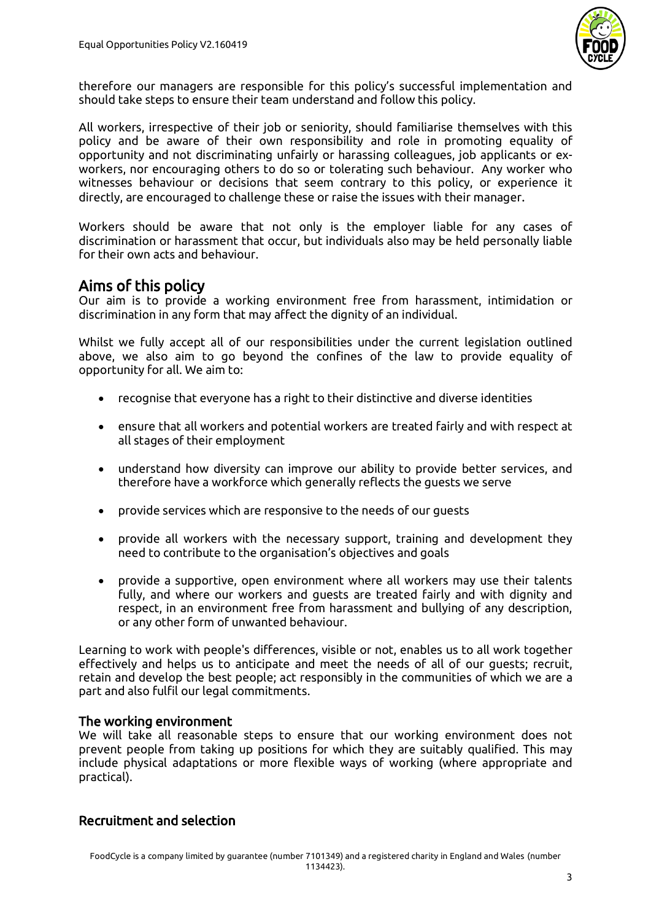therefore our managers are responsible for this policy's successful implementation and should take steps to ensure their team understand and follow this policy.

All workers, irrespective of their job or seniority, should familiarise themselves with this policy and be aware of their own responsibility and role in promoting equality of opportunity and not discriminating unfairly or harassing colleagues, job applicants or ex-workers, nor encouraging others to do so or tolerating such behaviour. Any worker who witnesses behaviour or decisions that seem contrary to this policy, or experience it directly, are encouraged to challenge these or raise the issues with their manager.

Workers should be aware that not only is the employer liable for any cases of discrimination or harassment that occur, but individuals also may be held personally liable for their own acts and behaviour.

## Aims of this policy

Our aim is to provide a working environment free from harassment, intimidation or discrimination in any form that may affect the dignity of an individual.

Whilst we fully accept all of our responsibilities under the current legislation outlined above, we also aim to go beyond the confines of the law to provide equality of opportunity for all. We aim to:

- recognise that everyone has a right to their distinctive and diverse identities
- ensure that all workers and potential workers are treated fairly and with respect at all stages of their employment
- understand how diversity can improve our ability to provide better services, and therefore have a workforce which generally reflects the guests we serve
- provide services which are responsive to the needs of our guests
- provide all workers with the necessary support, training and development they need to contribute to the organisation's objectives and goals
- provide a supportive, open environment where all workers may use their talents fully, and where our workers and guests are treated fairly and with dignity and respect, in an environment free from harassment and bullying of any description, or any other form of unwanted behaviour.

Learning to work with people's differences, visible or not, enables us to all work together effectively and helps us to anticipate and meet the needs of all of our guests; recruit, retain and develop the best people; act responsibly in the communities of which we are a part and also fulfil our legal commitments.

### The working environment

We will take all reasonable steps to ensure that our working environment does not prevent people from taking up positions for which they are suitably qualified. This may include physical adaptations or more flexible ways of working (where appropriate and practical).

### Recruitment and selection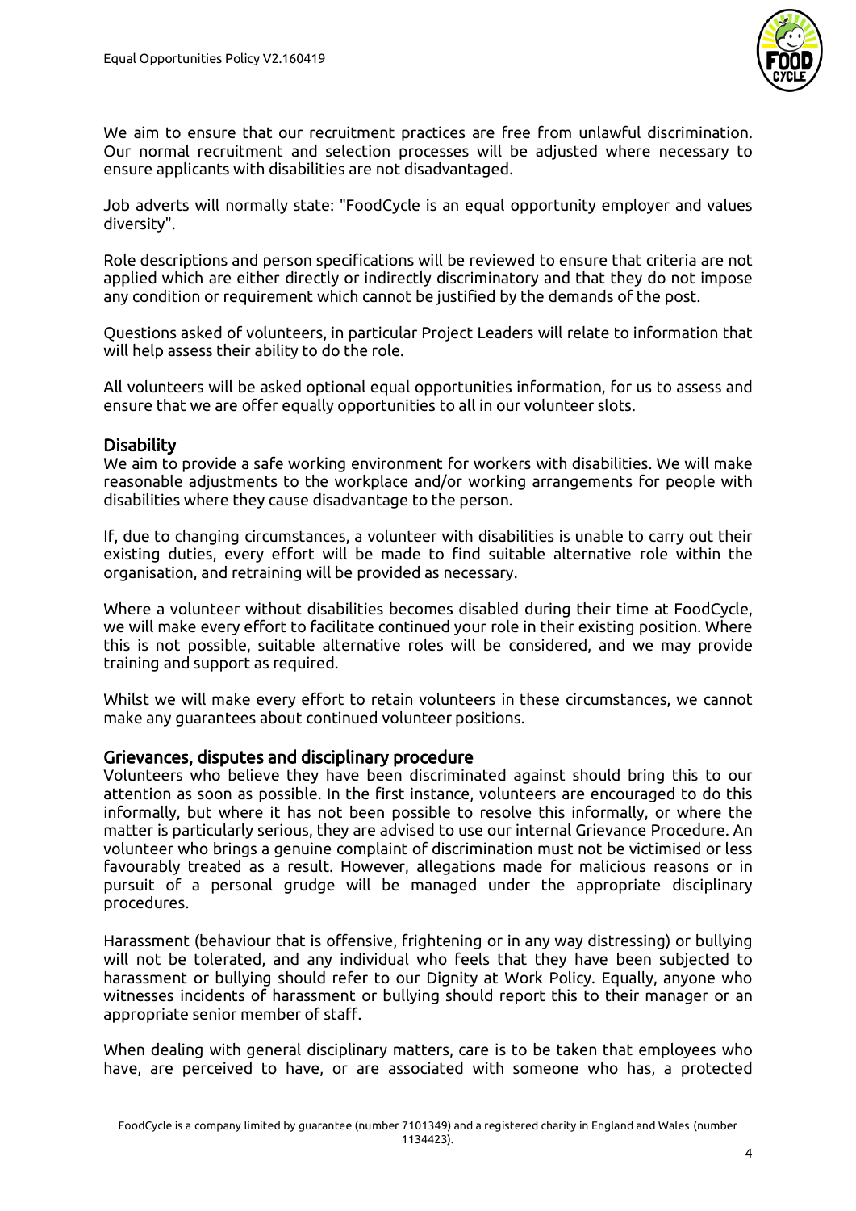We aim to ensure that our recruitment practices are free from unlawful discrimination. Our normal recruitment and selection processes will be adjusted where necessary to ensure applicants with disabilities are not disadvantaged.

Job adverts will normally state: "FoodCycle is an equal opportunity employer and values diversity".

Role descriptions and person specifications will be reviewed to ensure that criteria are not applied which are either directly or indirectly discriminatory and that they do not impose any condition or requirement which cannot be justified by the demands of the post.

Questions asked of volunteers, in particular Project Leaders will relate to information that will help assess their ability to do the role.

All volunteers will be asked optional equal opportunities information, for us to assess and ensure that we are offer equally opportunities to all in our volunteer slots.

## Disability

We aim to provide a safe working environment for workers with disabilities. We will make reasonable adjustments to the workplace and/or working arrangements for people with disabilities where they cause disadvantage to the person.

If, due to changing circumstances, a volunteer with disabilities is unable to carry out their existing duties, every effort will be made to find suitable alternative role within the organisation, and retraining will be provided as necessary.

Where a volunteer without disabilities becomes disabled during their time at FoodCycle, we will make every effort to facilitate continued your role in their existing position. Where this is not possible, suitable alternative roles will be considered, and we may provide training and support as required.

Whilst we will make every effort to retain volunteers in these circumstances, we cannot make any guarantees about continued volunteer positions.

## Grievances, disputes and disciplinary procedure

Volunteers who believe they have been discriminated against should bring this to our attention as soon as possible. In the first instance, volunteers are encouraged to do this informally, but where it has not been possible to resolve this informally, or where the matter is particularly serious, they are advised to use our internal Grievance Procedure. An volunteer who brings a genuine complaint of discrimination must not be victimised or less favourably treated as a result. However, allegations made for malicious reasons or in pursuit of a personal grudge will be managed under the appropriate disciplinary procedures.

Harassment (behaviour that is offensive, frightening or in any way distressing) or bullying will not be tolerated, and any individual who feels that they have been subjected to harassment or bullying should refer to our Dignity at Work Policy. Equally, anyone who witnesses incidents of harassment or bullying should report this to their manager or an appropriate senior member of staff.

When dealing with general disciplinary matters, care is to be taken that employees who have, are perceived to have, or are associated with someone who has, a protected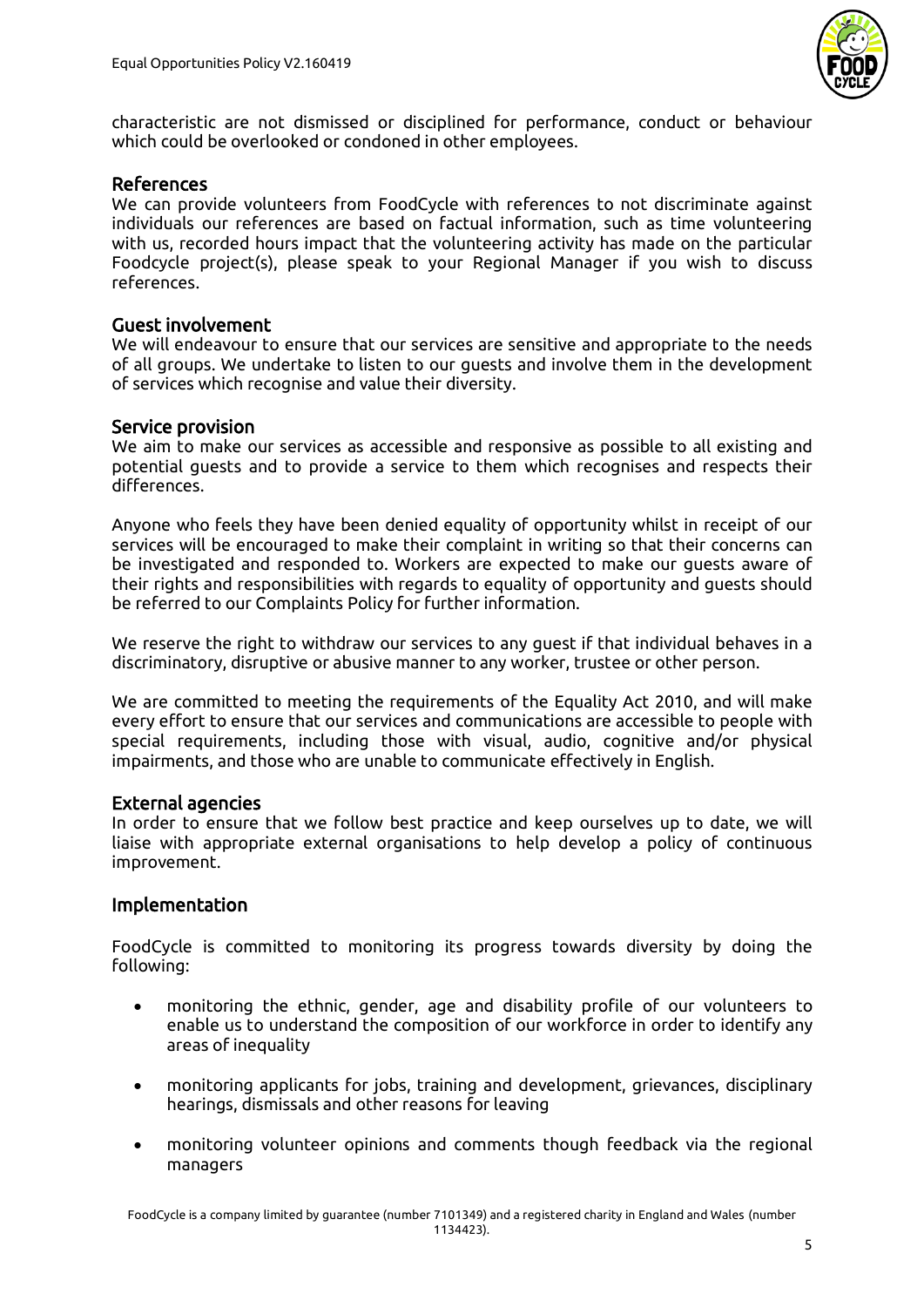characteristic are not dismissed or disciplined for performance, conduct or behaviour which could be overlooked or condoned in other employees.

## References

We can provide volunteers from FoodCycle with references to not discriminate against individuals our references are based on factual information, such as time volunteering with us, recorded hours impact that the volunteering activity has made on the particular Foodcycle project(s), please speak to your Regional Manager if you wish to discuss references.

## Guest involvement

We will endeavour to ensure that our services are sensitive and appropriate to the needs of all groups. We undertake to listen to our guests and involve them in the development of services which recognise and value their diversity.

## Service provision

We aim to make our services as accessible and responsive as possible to all existing and potential guests and to provide a service to them which recognises and respects their differences.

Anyone who feels they have been denied equality of opportunity whilst in receipt of our services will be encouraged to make their complaint in writing so that their concerns can be investigated and responded to. Workers are expected to make our guests aware of their rights and responsibilities with regards to equality of opportunity and guests should be referred to our Complaints Policy for further information.

We reserve the right to withdraw our services to any guest if that individual behaves in a discriminatory, disruptive or abusive manner to any worker, trustee or other person.

We are committed to meeting the requirements of the Equality Act 2010, and will make every effort to ensure that our services and communications are accessible to people with special requirements, including those with visual, audio, cognitive and/or physical impairments, and those who are unable to communicate effectively in English.

## External agencies

In order to ensure that we follow best practice and keep ourselves up to date, we will liaise with appropriate external organisations to help develop a policy of continuous improvement.

## Implementation

FoodCycle is committed to monitoring its progress towards diversity by doing the following:

- monitoring the ethnic, gender, age and disability profile of our volunteers to enable us to understand the composition of our workforce in order to identify any areas of inequality
- monitoring applicants for jobs, training and development, grievances, disciplinary hearings, dismissals and other reasons for leaving
- monitoring volunteer opinions and comments though feedback via the regional managers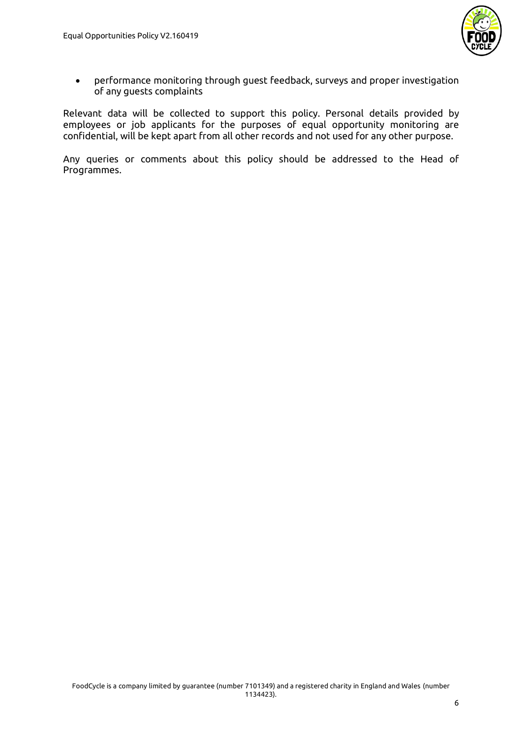- performance monitoring through guest feedback, surveys and proper investigation of any guests complaints

Relevant data will be collected to support this policy. Personal details provided by employees or job applicants for the purposes of equal opportunity monitoring are confidential, will be kept apart from all other records and not used for any other purpose.

Any queries or comments about this policy should be addressed to the Head of Programmes.